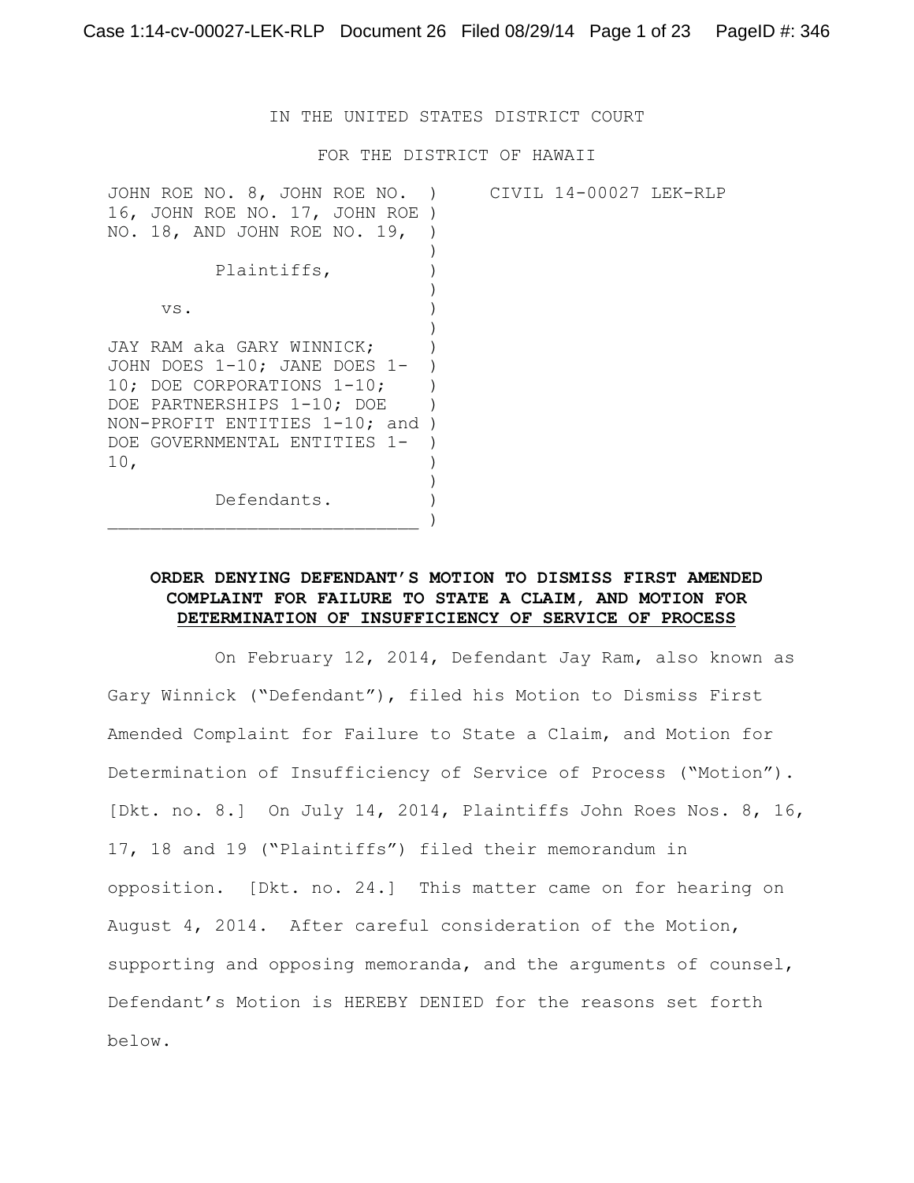IN THE UNITED STATES DISTRICT COURT

FOR THE DISTRICT OF HAWAII

| | | |
|---|---|---|
| JOHN ROE NO. 8, JOHN ROE NO. 16, JOHN ROE NO. 17, JOHN ROE NO. 18, AND JOHN ROE NO. 19, | ) | CIVIL 14-00027 LEK-RLP |
| Plaintiffs, | ) | |
| vs. | ) | |
| JAY RAM aka GARY WINNICK; JOHN DOES 1-10; JANE DOES 1-10; DOE CORPORATIONS 1-10; DOE PARTNERSHIPS 1-10; DOE NON-PROFIT ENTITIES 1-10; and DOE GOVERNMENTAL ENTITIES 1-10, | ) | |
| Defendants. | ) | |

**ORDER DENYING DEFENDANT'S MOTION TO DISMISS FIRST AMENDED COMPLAINT FOR FAILURE TO STATE A CLAIM, AND MOTION FOR DETERMINATION OF INSUFFICIENCY OF SERVICE OF PROCESS**

On February 12, 2014, Defendant Jay Ram, also known as Gary Winnick ("Defendant"), filed his Motion to Dismiss First Amended Complaint for Failure to State a Claim, and Motion for Determination of Insufficiency of Service of Process ("Motion"). [Dkt. no. 8.] On July 14, 2014, Plaintiffs John Roes Nos. 8, 16, 17, 18 and 19 ("Plaintiffs") filed their memorandum in opposition. [Dkt. no. 24.] This matter came on for hearing on August 4, 2014. After careful consideration of the Motion, supporting and opposing memoranda, and the arguments of counsel, Defendant's Motion is HEREBY DENIED for the reasons set forth below.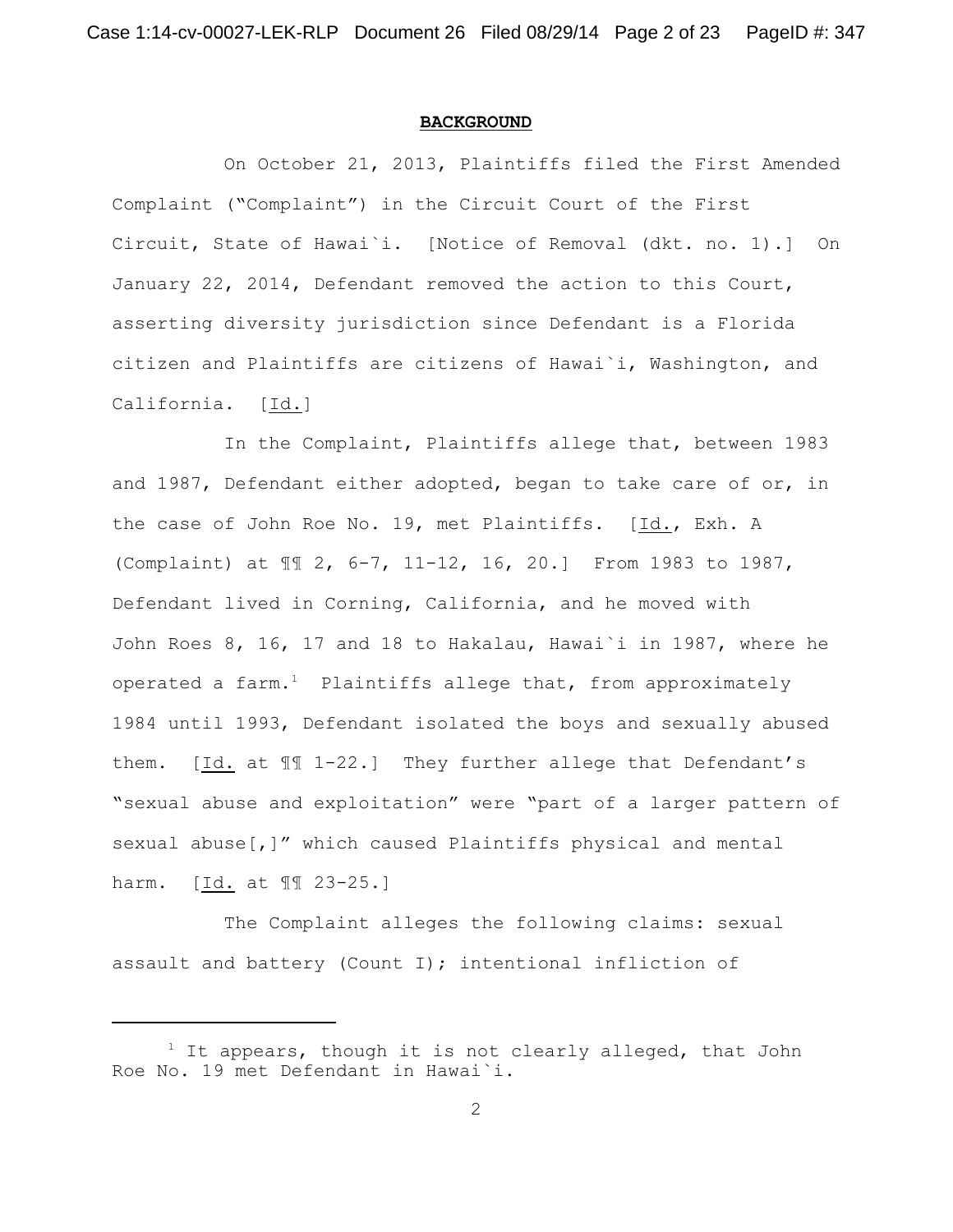## **BACKGROUND**

On October 21, 2013, Plaintiffs filed the First Amended Complaint ("Complaint") in the Circuit Court of the First Circuit, State of Hawai`i. [Notice of Removal (dkt. no. 1).] On January 22, 2014, Defendant removed the action to this Court, asserting diversity jurisdiction since Defendant is a Florida citizen and Plaintiffs are citizens of Hawai`i, Washington, and California. [Id.]

In the Complaint, Plaintiffs allege that, between 1983 and 1987, Defendant either adopted, began to take care of or, in the case of John Roe No. 19, met Plaintiffs. [Id., Exh. A (Complaint) at ¶¶ 2, 6-7, 11-12, 16, 20.] From 1983 to 1987, Defendant lived in Corning, California, and he moved with John Roes 8, 16, 17 and 18 to Hakalau, Hawai`i in 1987, where he operated a farm.[1] Plaintiffs allege that, from approximately 1984 until 1993, Defendant isolated the boys and sexually abused them. [Id. at ¶¶ 1-22.] They further allege that Defendant's "sexual abuse and exploitation" were "part of a larger pattern of sexual abuse[,]" which caused Plaintiffs physical and mental harm. [Id. at ¶¶ 23-25.]

The Complaint alleges the following claims: sexual assault and battery (Count I); intentional infliction of

---

[1] It appears, though it is not clearly alleged, that John Roe No. 19 met Defendant in Hawai`i.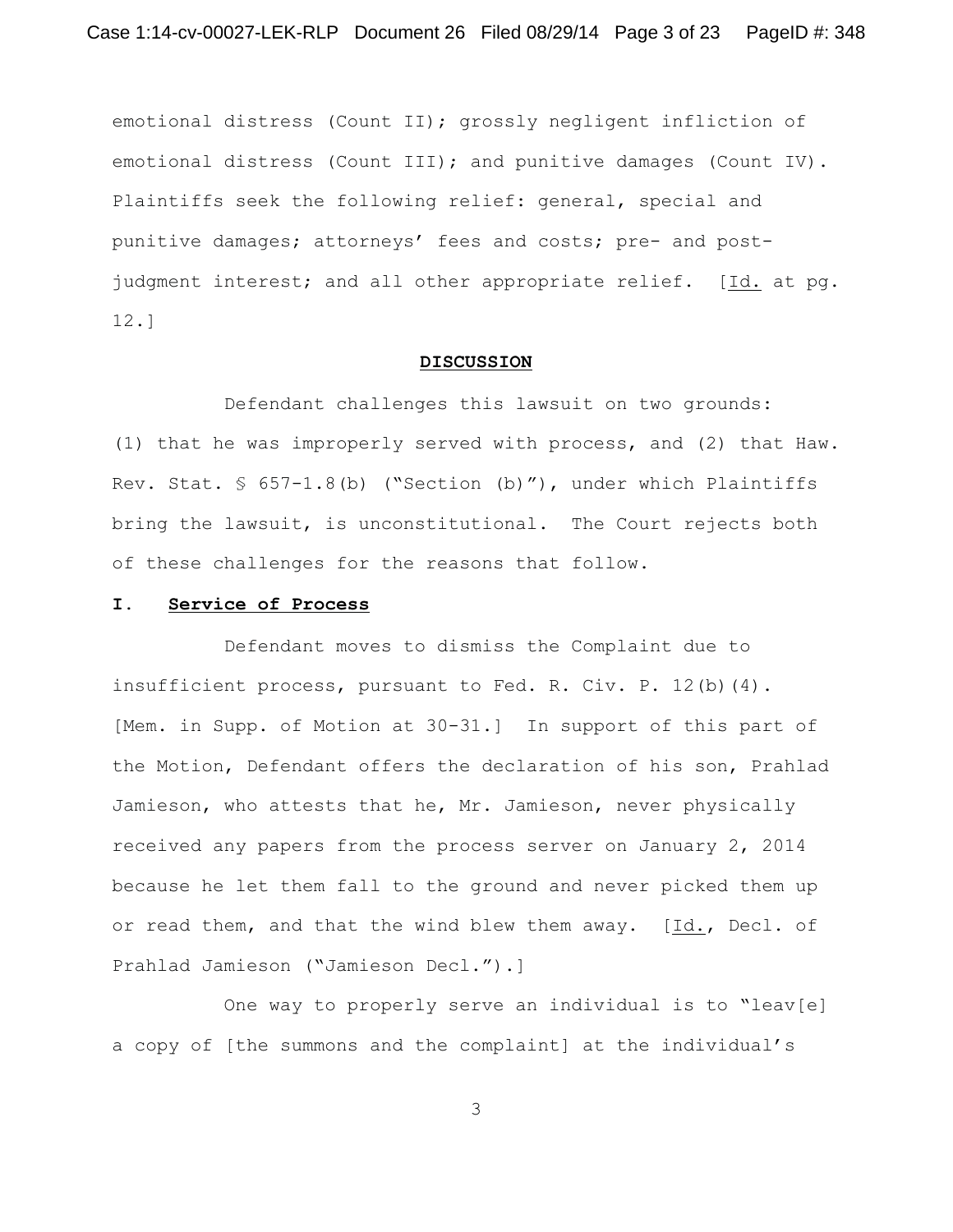emotional distress (Count II); grossly negligent infliction of emotional distress (Count III); and punitive damages (Count IV). Plaintiffs seek the following relief: general, special and punitive damages; attorneys' fees and costs; pre- and post-judgment interest; and all other appropriate relief. [Id. at pg. 12.]

## DISCUSSION

Defendant challenges this lawsuit on two grounds: (1) that he was improperly served with process, and (2) that Haw. Rev. Stat. § 657-1.8(b) ("Section (b)"), under which Plaintiffs bring the lawsuit, is unconstitutional. The Court rejects both of these challenges for the reasons that follow.

### I. Service of Process

Defendant moves to dismiss the Complaint due to insufficient process, pursuant to Fed. R. Civ. P. 12(b)(4). [Mem. in Supp. of Motion at 30-31.] In support of this part of the Motion, Defendant offers the declaration of his son, Prahlad Jamieson, who attests that he, Mr. Jamieson, never physically received any papers from the process server on January 2, 2014 because he let them fall to the ground and never picked them up or read them, and that the wind blew them away. [Id., Decl. of Prahlad Jamieson ("Jamieson Decl.").]

One way to properly serve an individual is to "leav[e] a copy of [the summons and the complaint] at the individual's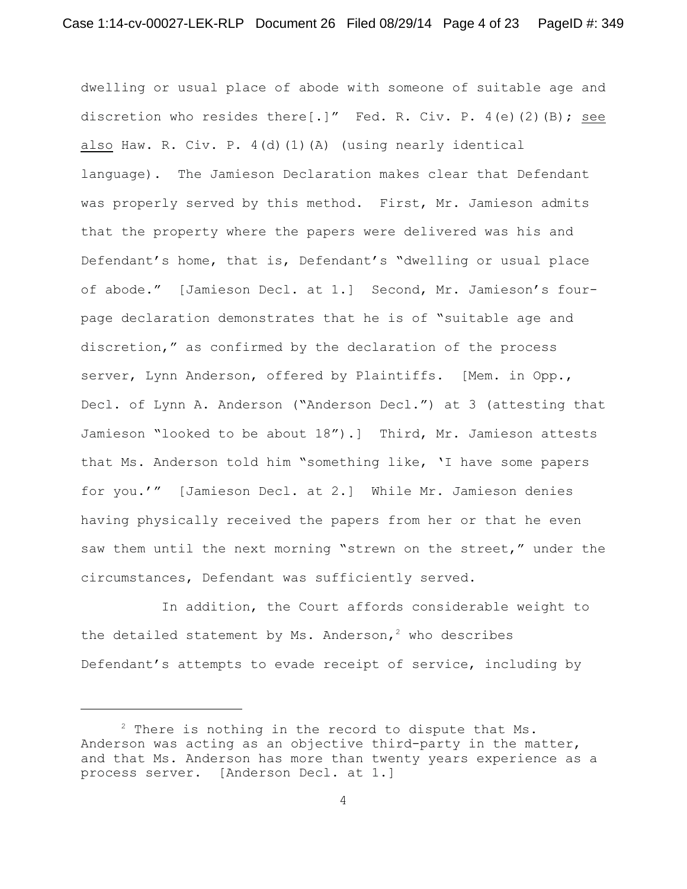dwelling or usual place of abode with someone of suitable age and discretion who resides there[.]" Fed. R. Civ. P. 4(e)(2)(B); see also Haw. R. Civ. P. 4(d)(1)(A) (using nearly identical language). The Jamieson Declaration makes clear that Defendant was properly served by this method. First, Mr. Jamieson admits that the property where the papers were delivered was his and Defendant's home, that is, Defendant's "dwelling or usual place of abode." [Jamieson Decl. at 1.] Second, Mr. Jamieson's four-page declaration demonstrates that he is of "suitable age and discretion," as confirmed by the declaration of the process server, Lynn Anderson, offered by Plaintiffs. [Mem. in Opp., Decl. of Lynn A. Anderson ("Anderson Decl.") at 3 (attesting that Jamieson "looked to be about 18").] Third, Mr. Jamieson attests that Ms. Anderson told him "something like, 'I have some papers for you.'" [Jamieson Decl. at 2.] While Mr. Jamieson denies having physically received the papers from her or that he even saw them until the next morning "strewn on the street," under the circumstances, Defendant was sufficiently served.

In addition, the Court affords considerable weight to the detailed statement by Ms. Anderson,[2] who describes Defendant's attempts to evade receipt of service, including by

[2] There is nothing in the record to dispute that Ms. Anderson was acting as an objective third-party in the matter, and that Ms. Anderson has more than twenty years experience as a process server. [Anderson Decl. at 1.]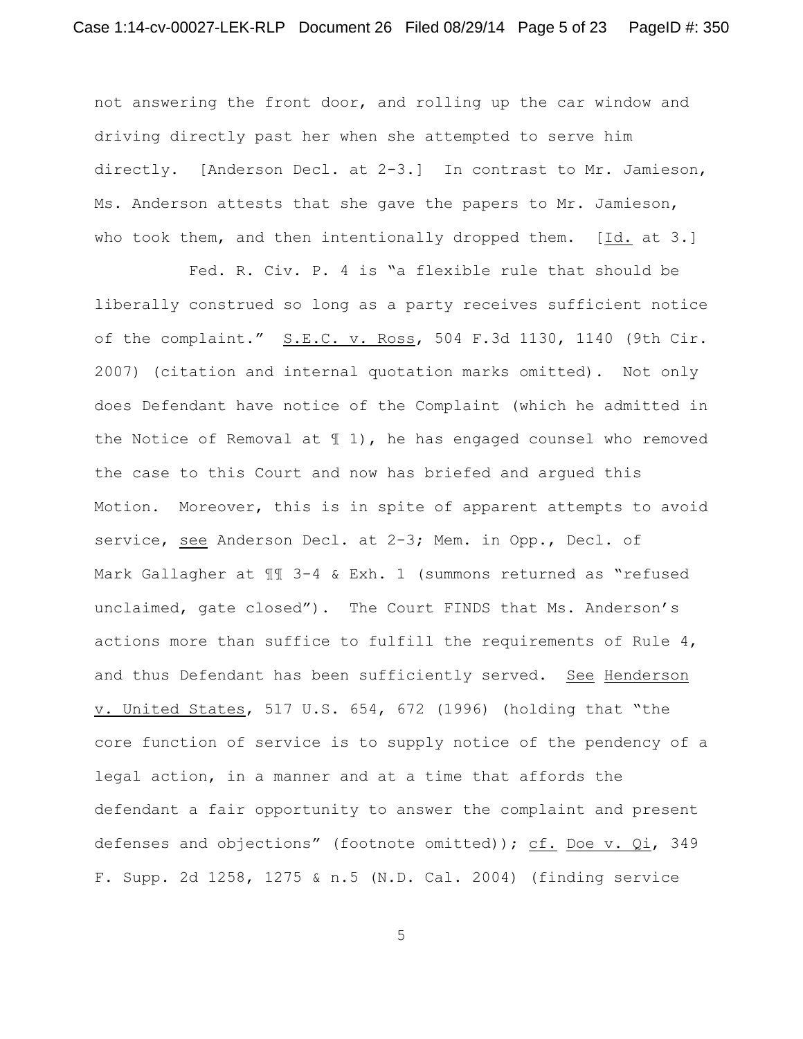not answering the front door, and rolling up the car window and driving directly past her when she attempted to serve him directly. [Anderson Decl. at 2-3.] In contrast to Mr. Jamieson, Ms. Anderson attests that she gave the papers to Mr. Jamieson, who took them, and then intentionally dropped them. [Id. at 3.]

Fed. R. Civ. P. 4 is "a flexible rule that should be liberally construed so long as a party receives sufficient notice of the complaint." S.E.C. v. Ross, 504 F.3d 1130, 1140 (9th Cir. 2007) (citation and internal quotation marks omitted). Not only does Defendant have notice of the Complaint (which he admitted in the Notice of Removal at ¶ 1), he has engaged counsel who removed the case to this Court and now has briefed and argued this Motion. Moreover, this is in spite of apparent attempts to avoid service, see Anderson Decl. at 2-3; Mem. in Opp., Decl. of Mark Gallagher at ¶¶ 3-4 & Exh. 1 (summons returned as "refused unclaimed, gate closed"). The Court FINDS that Ms. Anderson's actions more than suffice to fulfill the requirements of Rule 4, and thus Defendant has been sufficiently served. See Henderson v. United States, 517 U.S. 654, 672 (1996) (holding that "the core function of service is to supply notice of the pendency of a legal action, in a manner and at a time that affords the defendant a fair opportunity to answer the complaint and present defenses and objections" (footnote omitted)); cf. Doe v. Qi, 349 F. Supp. 2d 1258, 1275 & n.5 (N.D. Cal. 2004) (finding service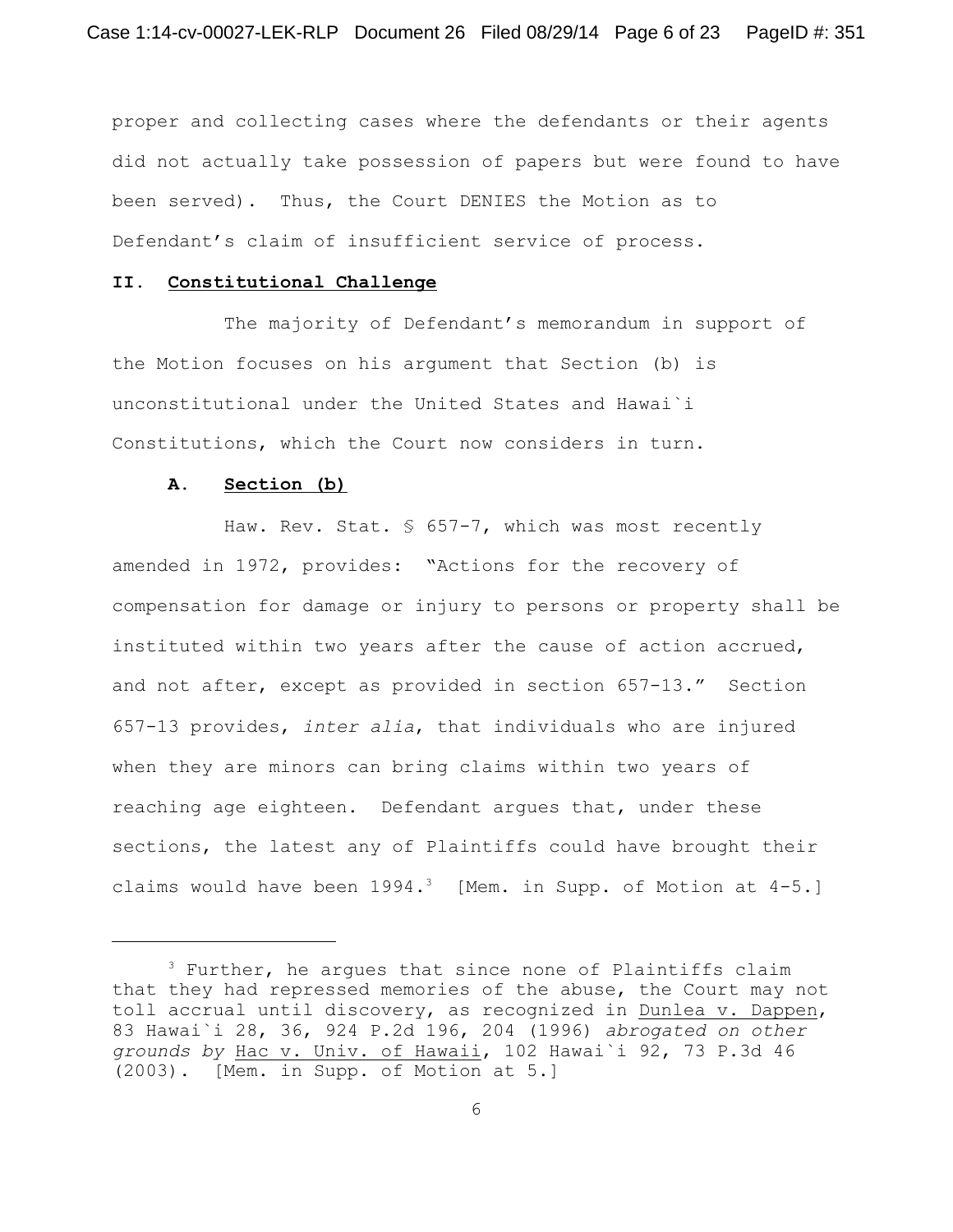proper and collecting cases where the defendants or their agents did not actually take possession of papers but were found to have been served). Thus, the Court DENIES the Motion as to Defendant's claim of insufficient service of process.

## II. Constitutional Challenge

The majority of Defendant's memorandum in support of the Motion focuses on his argument that Section (b) is unconstitutional under the United States and Hawai`i Constitutions, which the Court now considers in turn.

### A. Section (b)

Haw. Rev. Stat. § 657-7, which was most recently amended in 1972, provides: "Actions for the recovery of compensation for damage or injury to persons or property shall be instituted within two years after the cause of action accrued, and not after, except as provided in section 657-13." Section 657-13 provides, *inter alia*, that individuals who are injured when they are minors can bring claims within two years of reaching age eighteen. Defendant argues that, under these sections, the latest any of Plaintiffs could have brought their claims would have been 1994.[3] [Mem. in Supp. of Motion at 4-5.]

---

[3] Further, he argues that since none of Plaintiffs claim that they had repressed memories of the abuse, the Court may not toll accrual until discovery, as recognized in Dunlea v. Dappen, 83 Hawai`i 28, 36, 924 P.2d 196, 204 (1996) *abrogated on other grounds by* Hac v. Univ. of Hawaii, 102 Hawai`i 92, 73 P.3d 46 (2003). [Mem. in Supp. of Motion at 5.]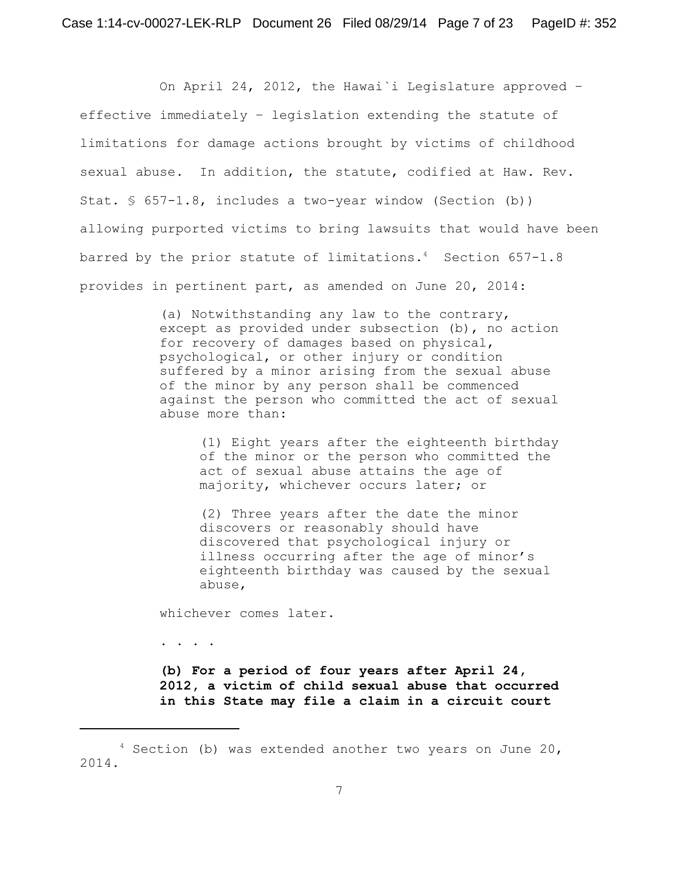On April 24, 2012, the Hawai`i Legislature approved – effective immediately – legislation extending the statute of limitations for damage actions brought by victims of childhood sexual abuse. In addition, the statute, codified at Haw. Rev. Stat. § 657-1.8, includes a two-year window (Section (b)) allowing purported victims to bring lawsuits that would have been barred by the prior statute of limitations.[4] Section 657-1.8 provides in pertinent part, as amended on June 20, 2014:

> (a) Notwithstanding any law to the contrary, except as provided under subsection (b), no action for recovery of damages based on physical, psychological, or other injury or condition suffered by a minor arising from the sexual abuse of the minor by any person shall be commenced against the person who committed the act of sexual abuse more than:
>
> > (1) Eight years after the eighteenth birthday of the minor or the person who committed the act of sexual abuse attains the age of majority, whichever occurs later; or
> >
> > (2) Three years after the date the minor discovers or reasonably should have discovered that psychological injury or illness occurring after the age of minor's eighteenth birthday was caused by the sexual abuse,
>
> whichever comes later.
>
> . . . .
>
> **(b) For a period of four years after April 24, 2012, a victim of child sexual abuse that occurred in this State may file a claim in a circuit court**

[4] Section (b) was extended another two years on June 20, 2014.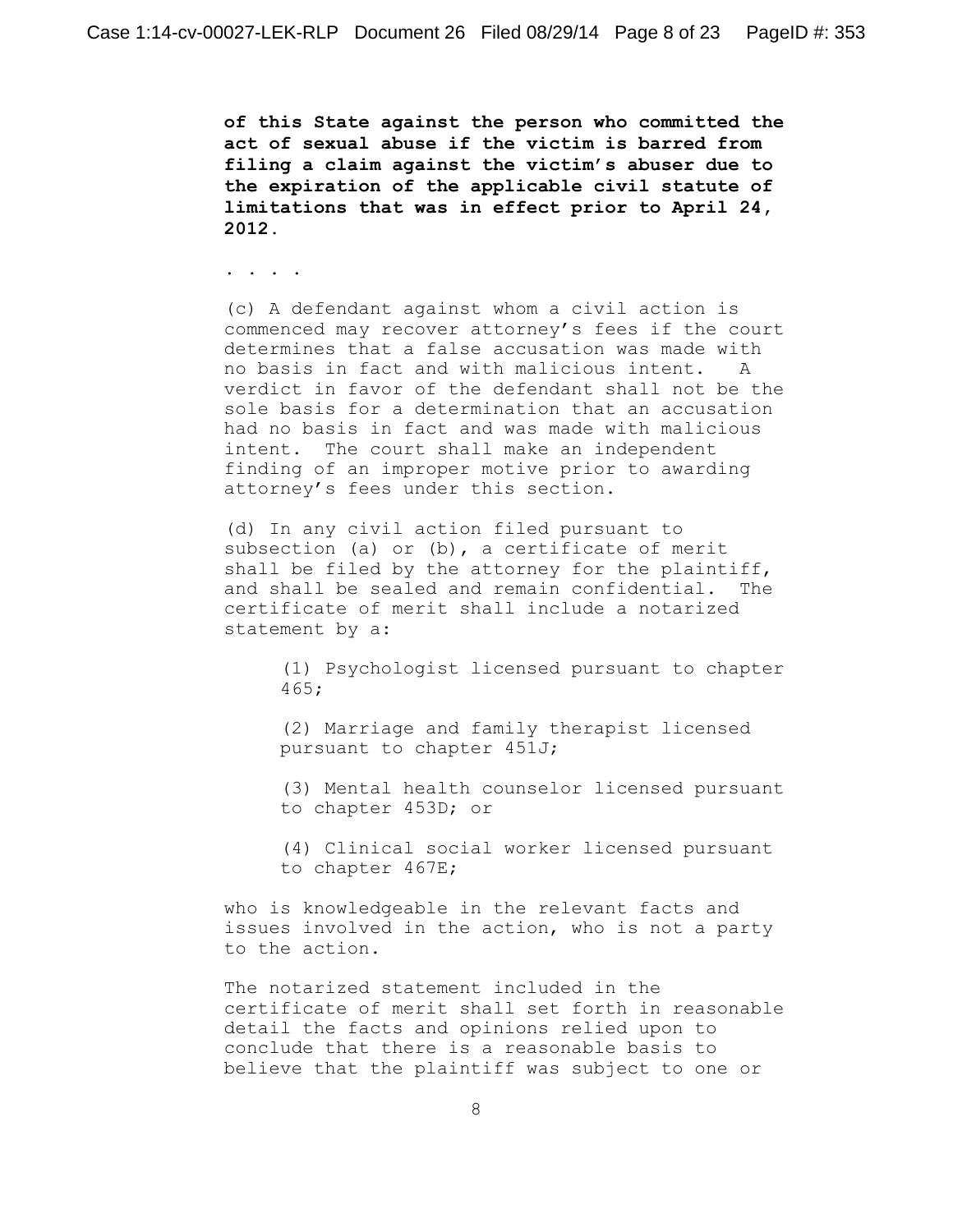**of this State against the person who committed the act of sexual abuse if the victim is barred from filing a claim against the victim's abuser due to the expiration of the applicable civil statute of limitations that was in effect prior to April 24, 2012.**

. . . .

(c) A defendant against whom a civil action is commenced may recover attorney's fees if the court determines that a false accusation was made with no basis in fact and with malicious intent. A verdict in favor of the defendant shall not be the sole basis for a determination that an accusation had no basis in fact and was made with malicious intent. The court shall make an independent finding of an improper motive prior to awarding attorney's fees under this section.

(d) In any civil action filed pursuant to subsection (a) or (b), a certificate of merit shall be filed by the attorney for the plaintiff, and shall be sealed and remain confidential. The certificate of merit shall include a notarized statement by a:

> (1) Psychologist licensed pursuant to chapter 465;
>
> (2) Marriage and family therapist licensed pursuant to chapter 451J;
>
> (3) Mental health counselor licensed pursuant to chapter 453D; or
>
> (4) Clinical social worker licensed pursuant to chapter 467E;

who is knowledgeable in the relevant facts and issues involved in the action, who is not a party to the action.

The notarized statement included in the certificate of merit shall set forth in reasonable detail the facts and opinions relied upon to conclude that there is a reasonable basis to believe that the plaintiff was subject to one or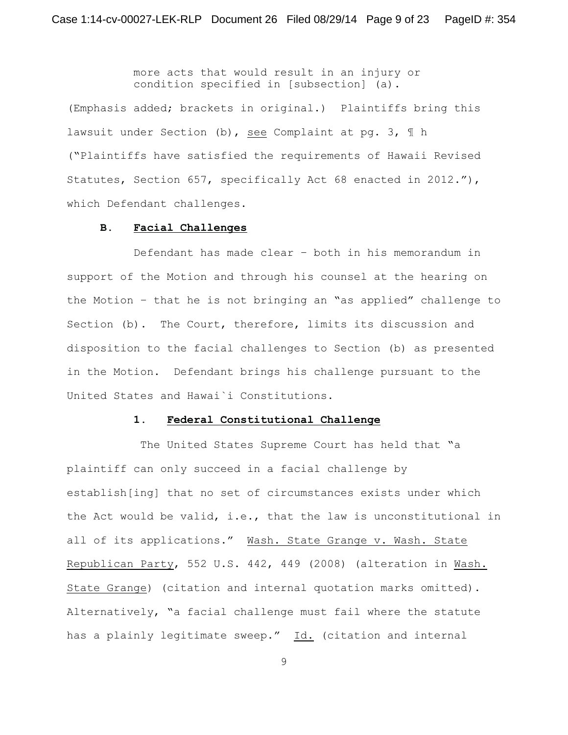more acts that would result in an injury or condition specified in [subsection] (a).

(Emphasis added; brackets in original.) Plaintiffs bring this lawsuit under Section (b), see Complaint at pg. 3, ¶ h ("Plaintiffs have satisfied the requirements of Hawaii Revised Statutes, Section 657, specifically Act 68 enacted in 2012."), which Defendant challenges.

### B. Facial Challenges

Defendant has made clear – both in his memorandum in support of the Motion and through his counsel at the hearing on the Motion – that he is not bringing an "as applied" challenge to Section (b). The Court, therefore, limits its discussion and disposition to the facial challenges to Section (b) as presented in the Motion. Defendant brings his challenge pursuant to the United States and Hawai`i Constitutions.

#### 1. Federal Constitutional Challenge

The United States Supreme Court has held that "a plaintiff can only succeed in a facial challenge by establish[ing] that no set of circumstances exists under which the Act would be valid, i.e., that the law is unconstitutional in all of its applications." Wash. State Grange v. Wash. State Republican Party, 552 U.S. 442, 449 (2008) (alteration in Wash. State Grange) (citation and internal quotation marks omitted). Alternatively, "a facial challenge must fail where the statute has a plainly legitimate sweep." Id. (citation and internal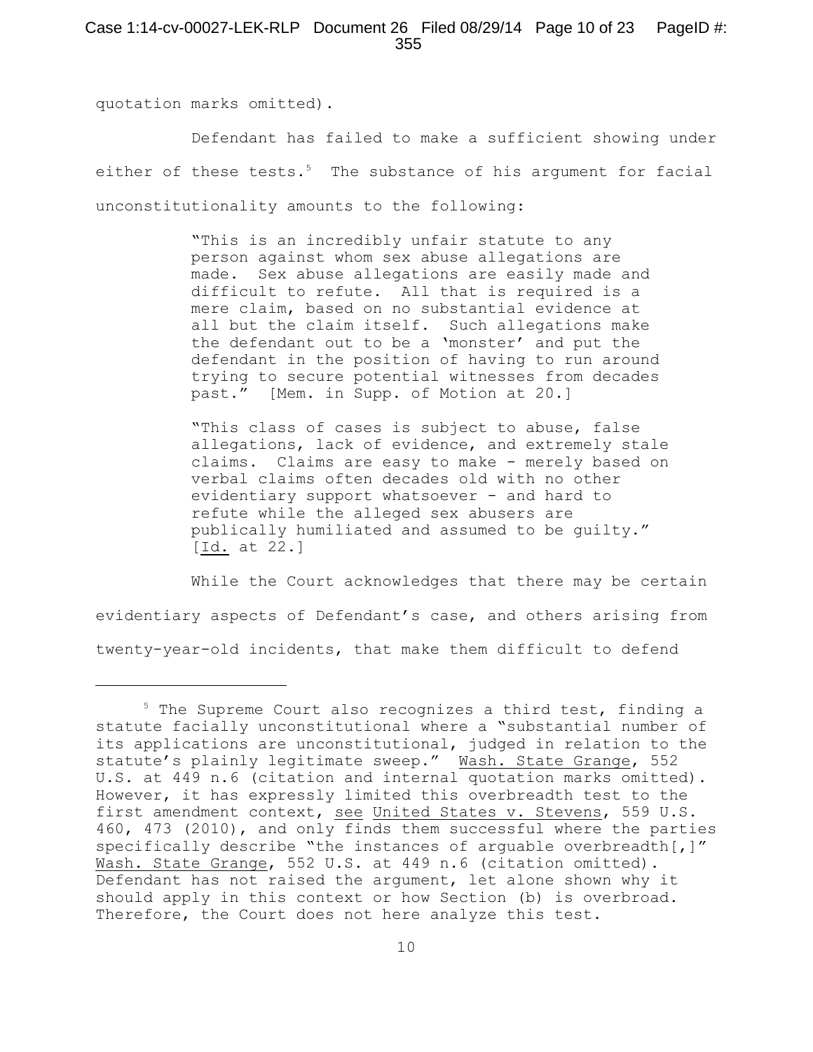quotation marks omitted).

Defendant has failed to make a sufficient showing under either of these tests.[5] The substance of his argument for facial unconstitutionality amounts to the following:

> "This is an incredibly unfair statute to any person against whom sex abuse allegations are made. Sex abuse allegations are easily made and difficult to refute. All that is required is a mere claim, based on no substantial evidence at all but the claim itself. Such allegations make the defendant out to be a 'monster' and put the defendant in the position of having to run around trying to secure potential witnesses from decades past." [Mem. in Supp. of Motion at 20.]
>
> "This class of cases is subject to abuse, false allegations, lack of evidence, and extremely stale claims. Claims are easy to make - merely based on verbal claims often decades old with no other evidentiary support whatsoever - and hard to refute while the alleged sex abusers are publically humiliated and assumed to be guilty." [Id. at 22.]

While the Court acknowledges that there may be certain evidentiary aspects of Defendant's case, and others arising from twenty-year-old incidents, that make them difficult to defend

---

[5] The Supreme Court also recognizes a third test, finding a statute facially unconstitutional where a "substantial number of its applications are unconstitutional, judged in relation to the statute's plainly legitimate sweep." Wash. State Grange, 552 U.S. at 449 n.6 (citation and internal quotation marks omitted). However, it has expressly limited this overbreadth test to the first amendment context, see United States v. Stevens, 559 U.S. 460, 473 (2010), and only finds them successful where the parties specifically describe "the instances of arguable overbreadth[,]" Wash. State Grange, 552 U.S. at 449 n.6 (citation omitted). Defendant has not raised the argument, let alone shown why it should apply in this context or how Section (b) is overbroad. Therefore, the Court does not here analyze this test.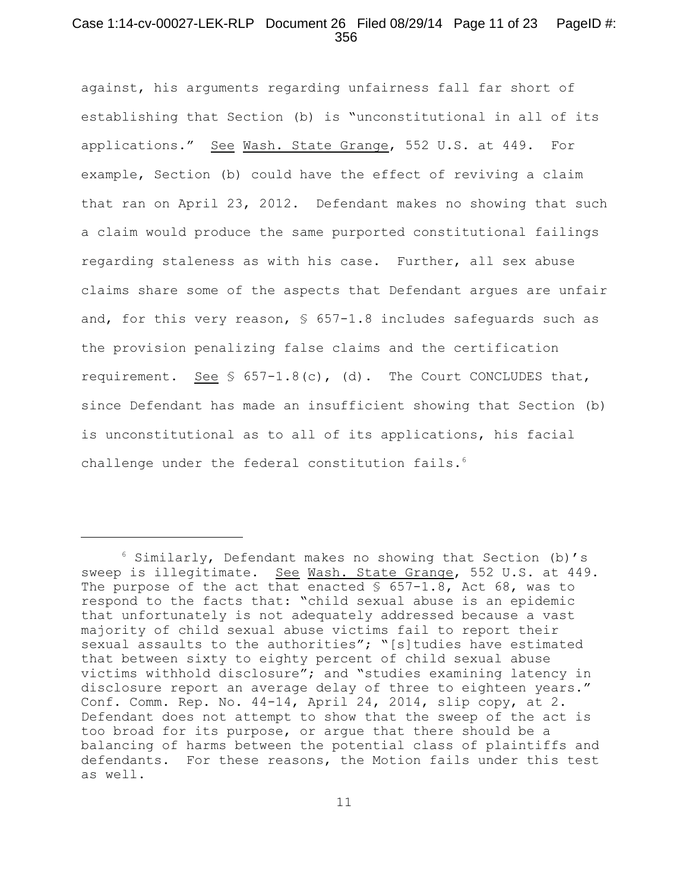against, his arguments regarding unfairness fall far short of establishing that Section (b) is "unconstitutional in all of its applications." See Wash. State Grange, 552 U.S. at 449. For example, Section (b) could have the effect of reviving a claim that ran on April 23, 2012. Defendant makes no showing that such a claim would produce the same purported constitutional failings regarding staleness as with his case. Further, all sex abuse claims share some of the aspects that Defendant argues are unfair and, for this very reason, § 657-1.8 includes safeguards such as the provision penalizing false claims and the certification requirement. See § 657-1.8(c), (d). The Court CONCLUDES that, since Defendant has made an insufficient showing that Section (b) is unconstitutional as to all of its applications, his facial challenge under the federal constitution fails.[6]

---

[6] Similarly, Defendant makes no showing that Section (b)'s sweep is illegitimate. See Wash. State Grange, 552 U.S. at 449. The purpose of the act that enacted § 657-1.8, Act 68, was to respond to the facts that: "child sexual abuse is an epidemic that unfortunately is not adequately addressed because a vast majority of child sexual abuse victims fail to report their sexual assaults to the authorities"; "[s]tudies have estimated that between sixty to eighty percent of child sexual abuse victims withhold disclosure"; and "studies examining latency in disclosure report an average delay of three to eighteen years." Conf. Comm. Rep. No. 44-14, April 24, 2014, slip copy, at 2. Defendant does not attempt to show that the sweep of the act is too broad for its purpose, or argue that there should be a balancing of harms between the potential class of plaintiffs and defendants. For these reasons, the Motion fails under this test as well.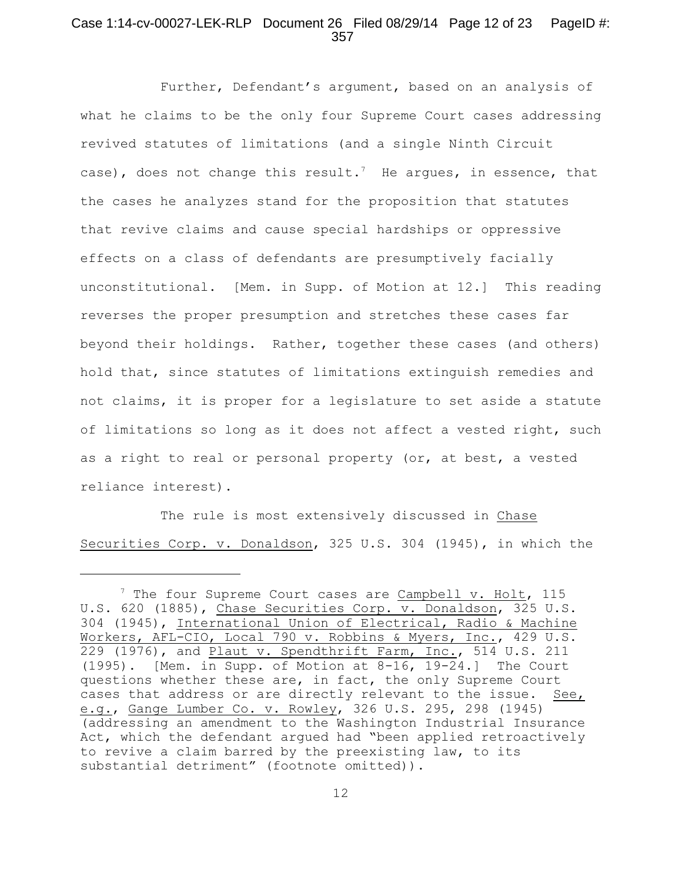Further, Defendant's argument, based on an analysis of what he claims to be the only four Supreme Court cases addressing revived statutes of limitations (and a single Ninth Circuit case), does not change this result.[7] He argues, in essence, that the cases he analyzes stand for the proposition that statutes that revive claims and cause special hardships or oppressive effects on a class of defendants are presumptively facially unconstitutional. [Mem. in Supp. of Motion at 12.] This reading reverses the proper presumption and stretches these cases far beyond their holdings. Rather, together these cases (and others) hold that, since statutes of limitations extinguish remedies and not claims, it is proper for a legislature to set aside a statute of limitations so long as it does not affect a vested right, such as a right to real or personal property (or, at best, a vested reliance interest).

The rule is most extensively discussed in Chase Securities Corp. v. Donaldson, 325 U.S. 304 (1945), in which the

---

[7] The four Supreme Court cases are Campbell v. Holt, 115 U.S. 620 (1885), Chase Securities Corp. v. Donaldson, 325 U.S. 304 (1945), International Union of Electrical, Radio & Machine Workers, AFL-CIO, Local 790 v. Robbins & Myers, Inc., 429 U.S. 229 (1976), and Plaut v. Spendthrift Farm, Inc., 514 U.S. 211 (1995). [Mem. in Supp. of Motion at 8-16, 19-24.] The Court questions whether these are, in fact, the only Supreme Court cases that address or are directly relevant to the issue. See, e.g., Gange Lumber Co. v. Rowley, 326 U.S. 295, 298 (1945) (addressing an amendment to the Washington Industrial Insurance Act, which the defendant argued had "been applied retroactively to revive a claim barred by the preexisting law, to its substantial detriment" (footnote omitted)).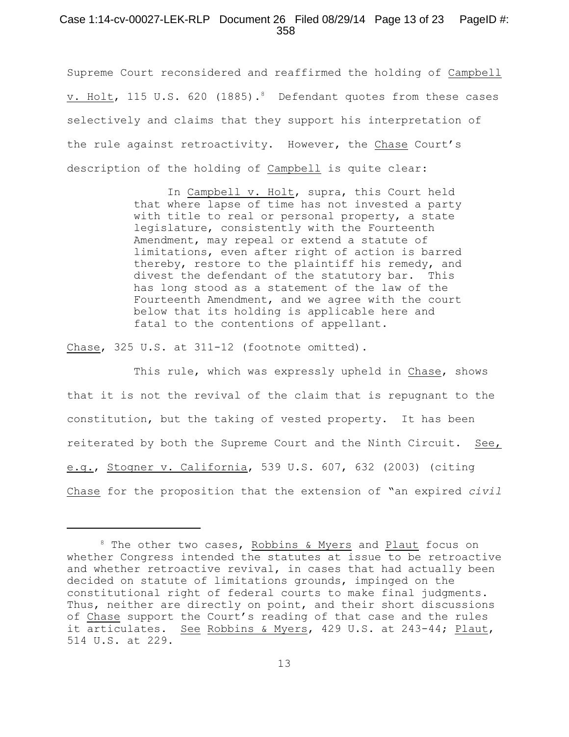Supreme Court reconsidered and reaffirmed the holding of Campbell v. Holt, 115 U.S. 620 (1885).[8] Defendant quotes from these cases selectively and claims that they support his interpretation of the rule against retroactivity. However, the Chase Court's description of the holding of Campbell is quite clear:

> In Campbell v. Holt, supra, this Court held that where lapse of time has not invested a party with title to real or personal property, a state legislature, consistently with the Fourteenth Amendment, may repeal or extend a statute of limitations, even after right of action is barred thereby, restore to the plaintiff his remedy, and divest the defendant of the statutory bar. This has long stood as a statement of the law of the Fourteenth Amendment, and we agree with the court below that its holding is applicable here and fatal to the contentions of appellant.

Chase, 325 U.S. at 311-12 (footnote omitted).

This rule, which was expressly upheld in Chase, shows that it is not the revival of the claim that is repugnant to the constitution, but the taking of vested property. It has been reiterated by both the Supreme Court and the Ninth Circuit. See, e.g., Stogner v. California, 539 U.S. 607, 632 (2003) (citing Chase for the proposition that the extension of "an expired *civil*

---

[8] The other two cases, Robbins & Myers and Plaut focus on whether Congress intended the statutes at issue to be retroactive and whether retroactive revival, in cases that had actually been decided on statute of limitations grounds, impinged on the constitutional right of federal courts to make final judgments. Thus, neither are directly on point, and their short discussions of Chase support the Court's reading of that case and the rules it articulates. See Robbins & Myers, 429 U.S. at 243-44; Plaut, 514 U.S. at 229.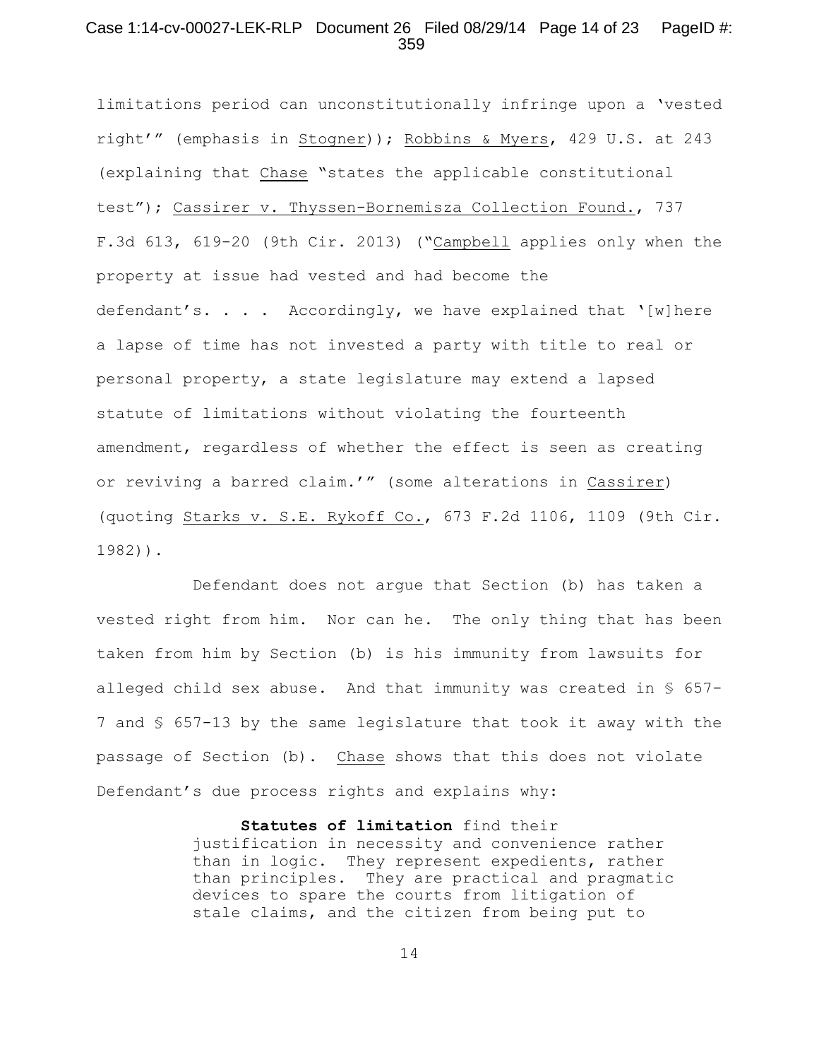limitations period can unconstitutionally infringe upon a 'vested right'" (emphasis in Stogner)); Robbins & Myers, 429 U.S. at 243 (explaining that Chase "states the applicable constitutional test"); Cassirer v. Thyssen-Bornemisza Collection Found., 737 F.3d 613, 619-20 (9th Cir. 2013) ("Campbell applies only when the property at issue had vested and had become the defendant's. . . . Accordingly, we have explained that '[w]here a lapse of time has not invested a party with title to real or personal property, a state legislature may extend a lapsed statute of limitations without violating the fourteenth amendment, regardless of whether the effect is seen as creating or reviving a barred claim.'" (some alterations in Cassirer) (quoting Starks v. S.E. Rykoff Co., 673 F.2d 1106, 1109 (9th Cir. 1982)).

Defendant does not argue that Section (b) has taken a vested right from him. Nor can he. The only thing that has been taken from him by Section (b) is his immunity from lawsuits for alleged child sex abuse. And that immunity was created in § 657-7 and § 657-13 by the same legislature that took it away with the passage of Section (b). Chase shows that this does not violate Defendant's due process rights and explains why:

> **Statutes of limitation** find their justification in necessity and convenience rather than in logic. They represent expedients, rather than principles. They are practical and pragmatic devices to spare the courts from litigation of stale claims, and the citizen from being put to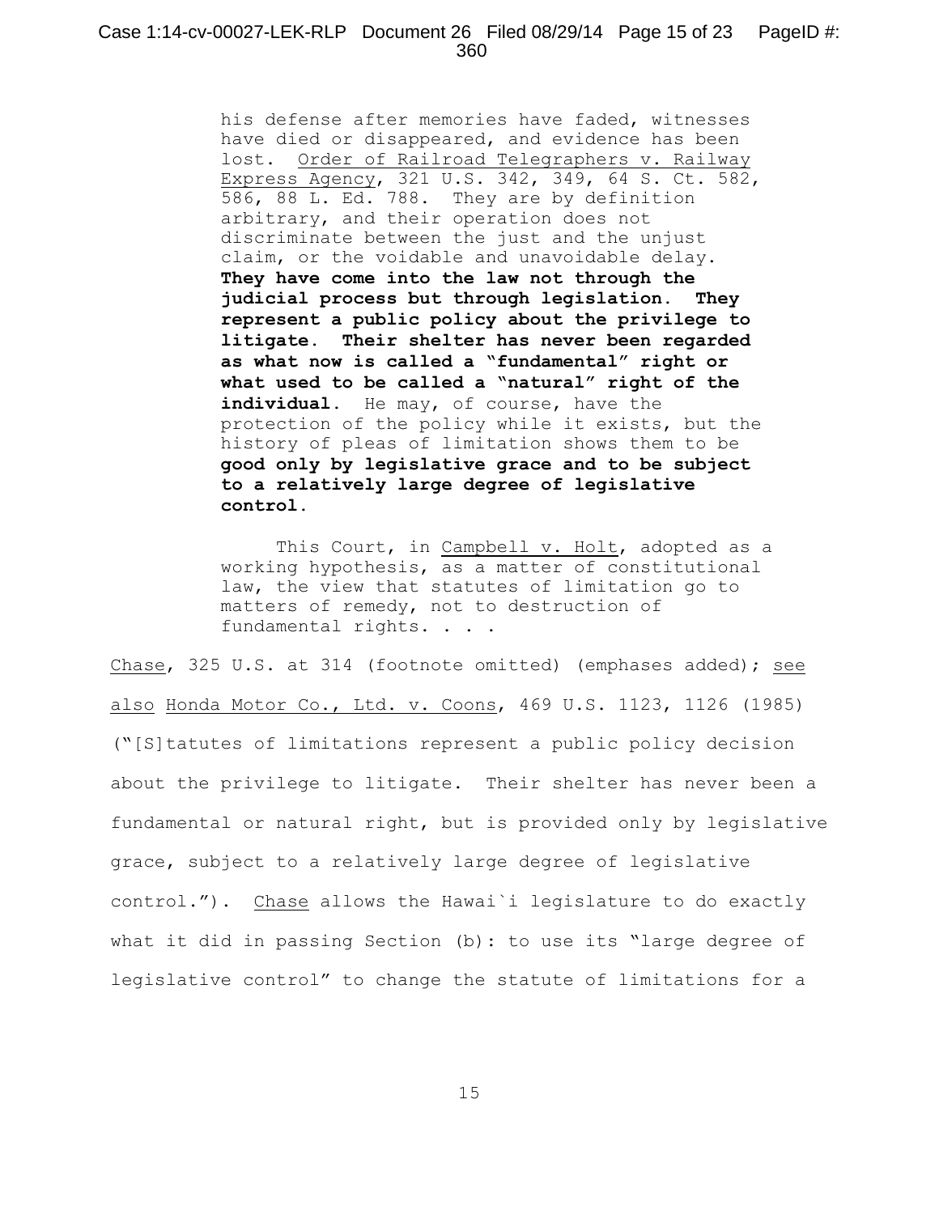> his defense after memories have faded, witnesses have died or disappeared, and evidence has been lost. Order of Railroad Telegraphers v. Railway Express Agency, 321 U.S. 342, 349, 64 S. Ct. 582, 586, 88 L. Ed. 788. They are by definition arbitrary, and their operation does not discriminate between the just and the unjust claim, or the voidable and unavoidable delay. **They have come into the law not through the judicial process but through legislation. They represent a public policy about the privilege to litigate. Their shelter has never been regarded as what now is called a "fundamental" right or what used to be called a "natural" right of the individual.** He may, of course, have the protection of the policy while it exists, but the history of pleas of limitation shows them to be **good only by legislative grace and to be subject to a relatively large degree of legislative control.**
>
> This Court, in Campbell v. Holt, adopted as a working hypothesis, as a matter of constitutional law, the view that statutes of limitation go to matters of remedy, not to destruction of fundamental rights. . . .

Chase, 325 U.S. at 314 (footnote omitted) (emphases added); see also Honda Motor Co., Ltd. v. Coons, 469 U.S. 1123, 1126 (1985) ("[S]tatutes of limitations represent a public policy decision about the privilege to litigate. Their shelter has never been a fundamental or natural right, but is provided only by legislative grace, subject to a relatively large degree of legislative control."). Chase allows the Hawai`i legislature to do exactly what it did in passing Section (b): to use its "large degree of legislative control" to change the statute of limitations for a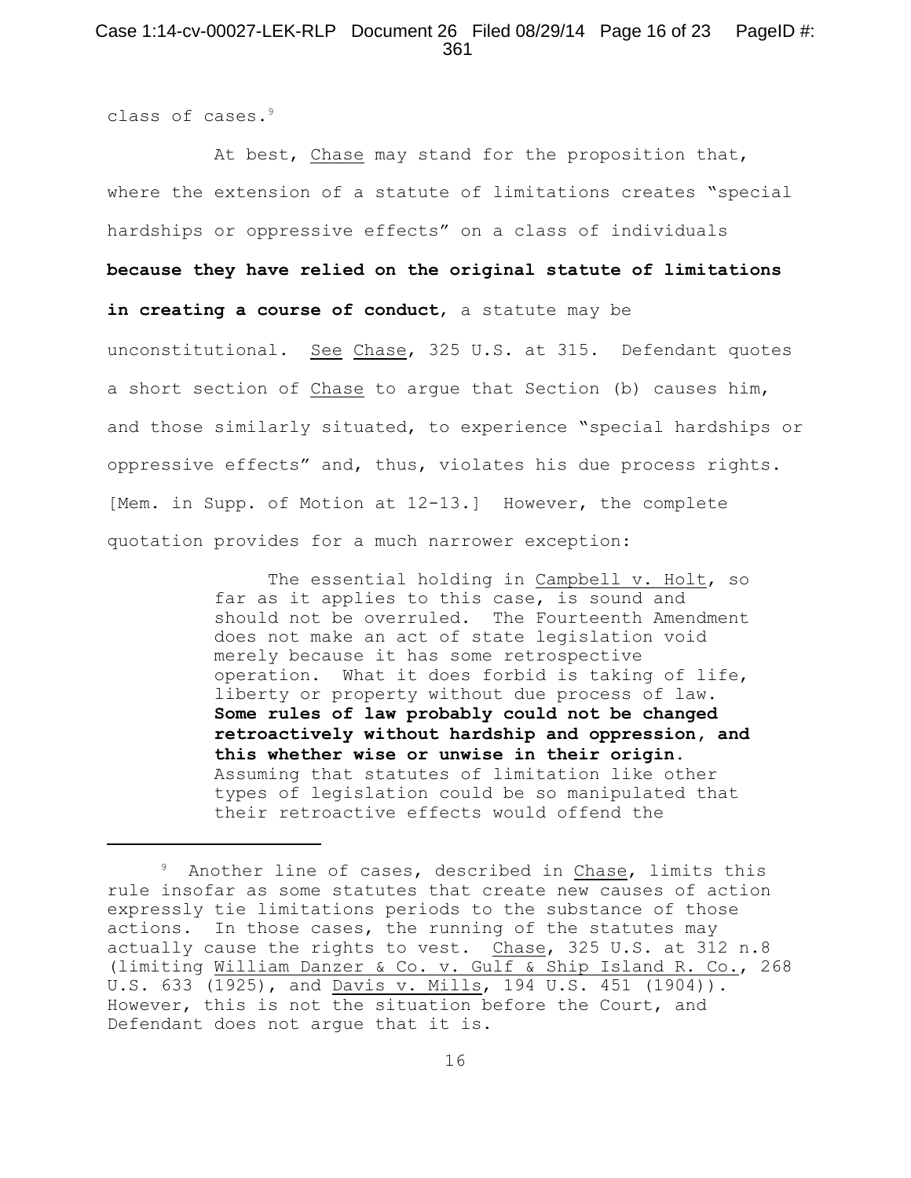class of cases.[9]

At best, Chase may stand for the proposition that, where the extension of a statute of limitations creates "special hardships or oppressive effects" on a class of individuals **because they have relied on the original statute of limitations in creating a course of conduct**, a statute may be unconstitutional. See Chase, 325 U.S. at 315. Defendant quotes a short section of Chase to argue that Section (b) causes him, and those similarly situated, to experience "special hardships or oppressive effects" and, thus, violates his due process rights. [Mem. in Supp. of Motion at 12-13.] However, the complete quotation provides for a much narrower exception:

> The essential holding in Campbell v. Holt, so far as it applies to this case, is sound and should not be overruled. The Fourteenth Amendment does not make an act of state legislation void merely because it has some retrospective operation. What it does forbid is taking of life, liberty or property without due process of law. **Some rules of law probably could not be changed retroactively without hardship and oppression, and this whether wise or unwise in their origin.** Assuming that statutes of limitation like other types of legislation could be so manipulated that their retroactive effects would offend the

---

[9] Another line of cases, described in Chase, limits this rule insofar as some statutes that create new causes of action expressly tie limitations periods to the substance of those actions. In those cases, the running of the statutes may actually cause the rights to vest. Chase, 325 U.S. at 312 n.8 (limiting William Danzer & Co. v. Gulf & Ship Island R. Co., 268 U.S. 633 (1925), and Davis v. Mills, 194 U.S. 451 (1904)). However, this is not the situation before the Court, and Defendant does not argue that it is.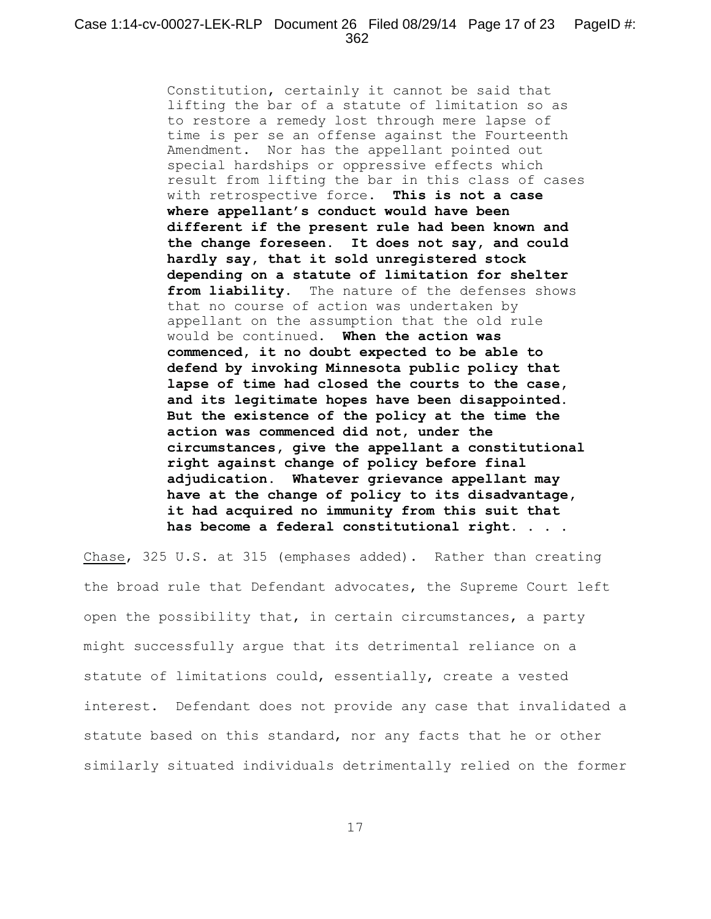> Constitution, certainly it cannot be said that lifting the bar of a statute of limitation so as to restore a remedy lost through mere lapse of time is per se an offense against the Fourteenth Amendment. Nor has the appellant pointed out special hardships or oppressive effects which result from lifting the bar in this class of cases with retrospective force. **This is not a case where appellant's conduct would have been different if the present rule had been known and the change foreseen. It does not say, and could hardly say, that it sold unregistered stock depending on a statute of limitation for shelter from liability.** The nature of the defenses shows that no course of action was undertaken by appellant on the assumption that the old rule would be continued. **When the action was commenced, it no doubt expected to be able to defend by invoking Minnesota public policy that lapse of time had closed the courts to the case, and its legitimate hopes have been disappointed. But the existence of the policy at the time the action was commenced did not, under the circumstances, give the appellant a constitutional right against change of policy before final adjudication. Whatever grievance appellant may have at the change of policy to its disadvantage, it had acquired no immunity from this suit that has become a federal constitutional right. . . .**

Chase, 325 U.S. at 315 (emphases added). Rather than creating the broad rule that Defendant advocates, the Supreme Court left open the possibility that, in certain circumstances, a party might successfully argue that its detrimental reliance on a statute of limitations could, essentially, create a vested interest. Defendant does not provide any case that invalidated a statute based on this standard, nor any facts that he or other similarly situated individuals detrimentally relied on the former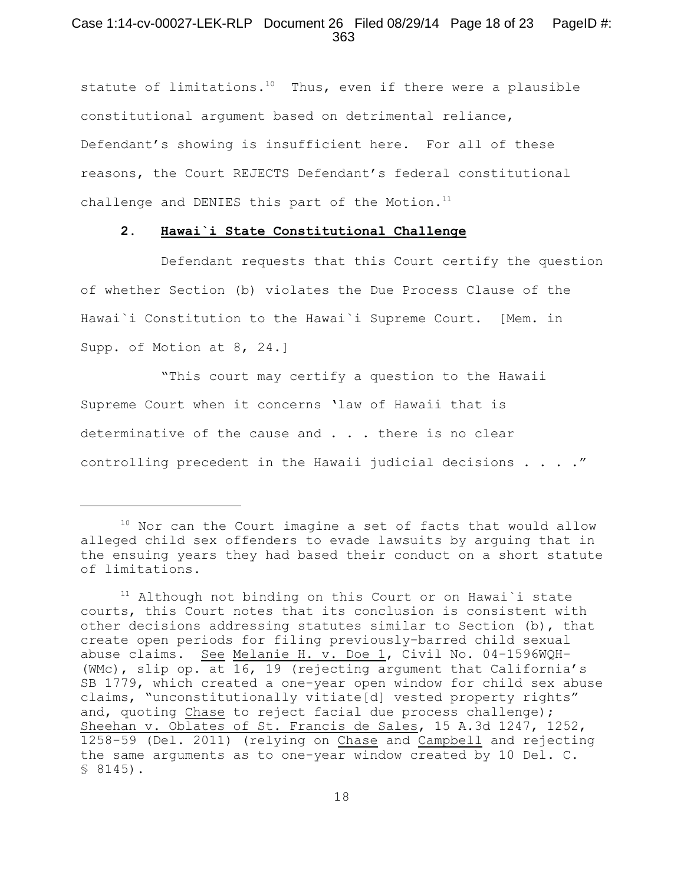statute of limitations.[10] Thus, even if there were a plausible constitutional argument based on detrimental reliance, Defendant's showing is insufficient here. For all of these reasons, the Court REJECTS Defendant's federal constitutional challenge and DENIES this part of the Motion.[11]

### 2. **Hawai`i State Constitutional Challenge**

Defendant requests that this Court certify the question of whether Section (b) violates the Due Process Clause of the Hawai`i Constitution to the Hawai`i Supreme Court. [Mem. in Supp. of Motion at 8, 24.]

"This court may certify a question to the Hawaii Supreme Court when it concerns 'law of Hawaii that is determinative of the cause and . . . there is no clear controlling precedent in the Hawaii judicial decisions . . . ."

---

[10] Nor can the Court imagine a set of facts that would allow alleged child sex offenders to evade lawsuits by arguing that in the ensuing years they had based their conduct on a short statute of limitations.

[11] Although not binding on this Court or on Hawai`i state courts, this Court notes that its conclusion is consistent with other decisions addressing statutes similar to Section (b), that create open periods for filing previously-barred child sexual abuse claims. See Melanie H. v. Doe 1, Civil No. 04-1596WQH-(WMc), slip op. at 16, 19 (rejecting argument that California's SB 1779, which created a one-year open window for child sex abuse claims, "unconstitutionally vitiate[d] vested property rights" and, quoting Chase to reject facial due process challenge); Sheehan v. Oblates of St. Francis de Sales, 15 A.3d 1247, 1252, 1258-59 (Del. 2011) (relying on Chase and Campbell and rejecting the same arguments as to one-year window created by 10 Del. C. § 8145).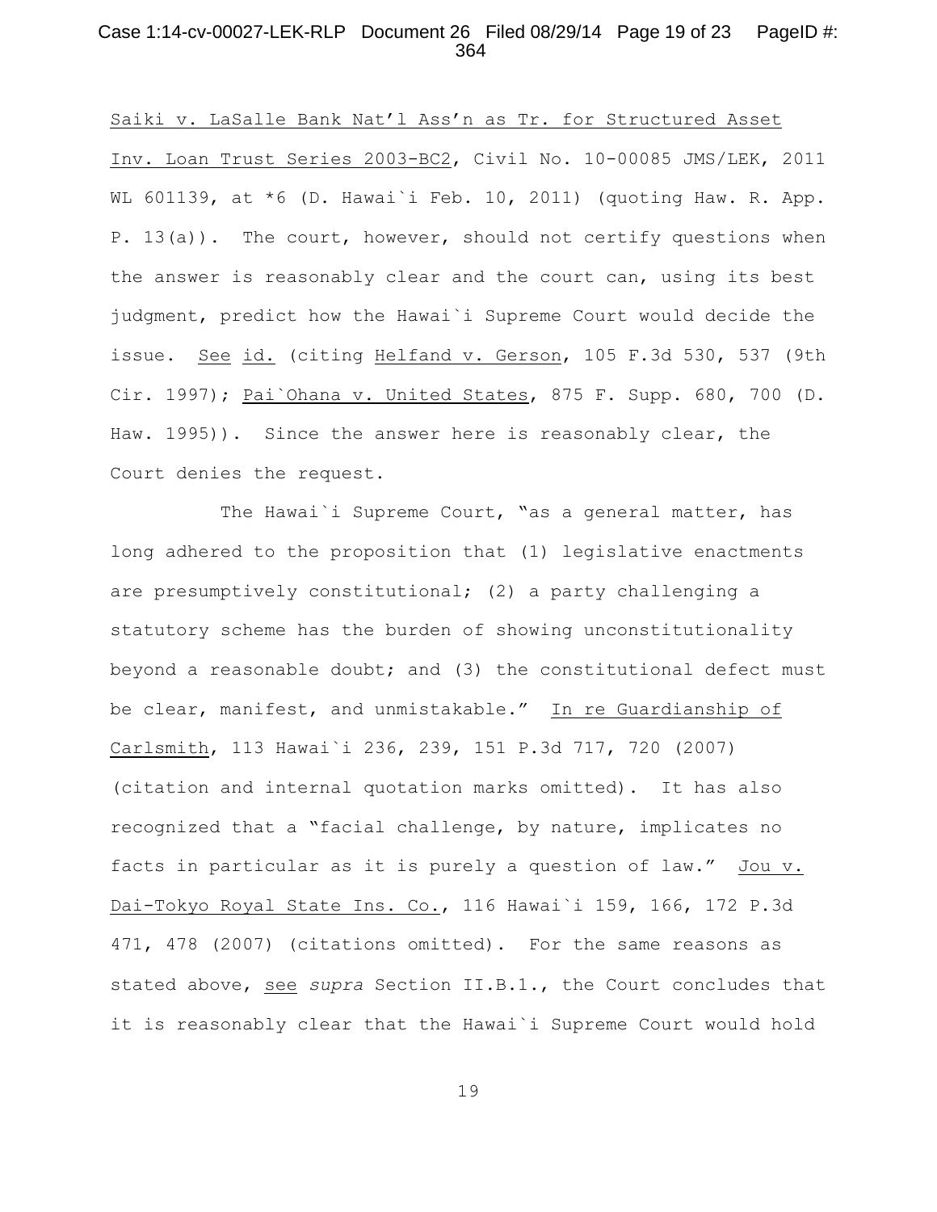Saiki v. LaSalle Bank Nat'l Ass'n as Tr. for Structured Asset Inv. Loan Trust Series 2003-BC2, Civil No. 10-00085 JMS/LEK, 2011 WL 601139, at *6 (D. Hawai`i Feb. 10, 2011) (quoting Haw. R. App. P. 13(a)). The court, however, should not certify questions when the answer is reasonably clear and the court can, using its best judgment, predict how the Hawai`i Supreme Court would decide the issue. See id. (citing Helfand v. Gerson, 105 F.3d 530, 537 (9th Cir. 1997); Pai`Ohana v. United States, 875 F. Supp. 680, 700 (D. Haw. 1995)). Since the answer here is reasonably clear, the Court denies the request.

The Hawai`i Supreme Court, "as a general matter, has long adhered to the proposition that (1) legislative enactments are presumptively constitutional; (2) a party challenging a statutory scheme has the burden of showing unconstitutionality beyond a reasonable doubt; and (3) the constitutional defect must be clear, manifest, and unmistakable." In re Guardianship of Carlsmith, 113 Hawai`i 236, 239, 151 P.3d 717, 720 (2007) (citation and internal quotation marks omitted). It has also recognized that a "facial challenge, by nature, implicates no facts in particular as it is purely a question of law." Jou v. Dai-Tokyo Royal State Ins. Co., 116 Hawai`i 159, 166, 172 P.3d 471, 478 (2007) (citations omitted). For the same reasons as stated above, see *supra* Section II.B.1., the Court concludes that it is reasonably clear that the Hawai`i Supreme Court would hold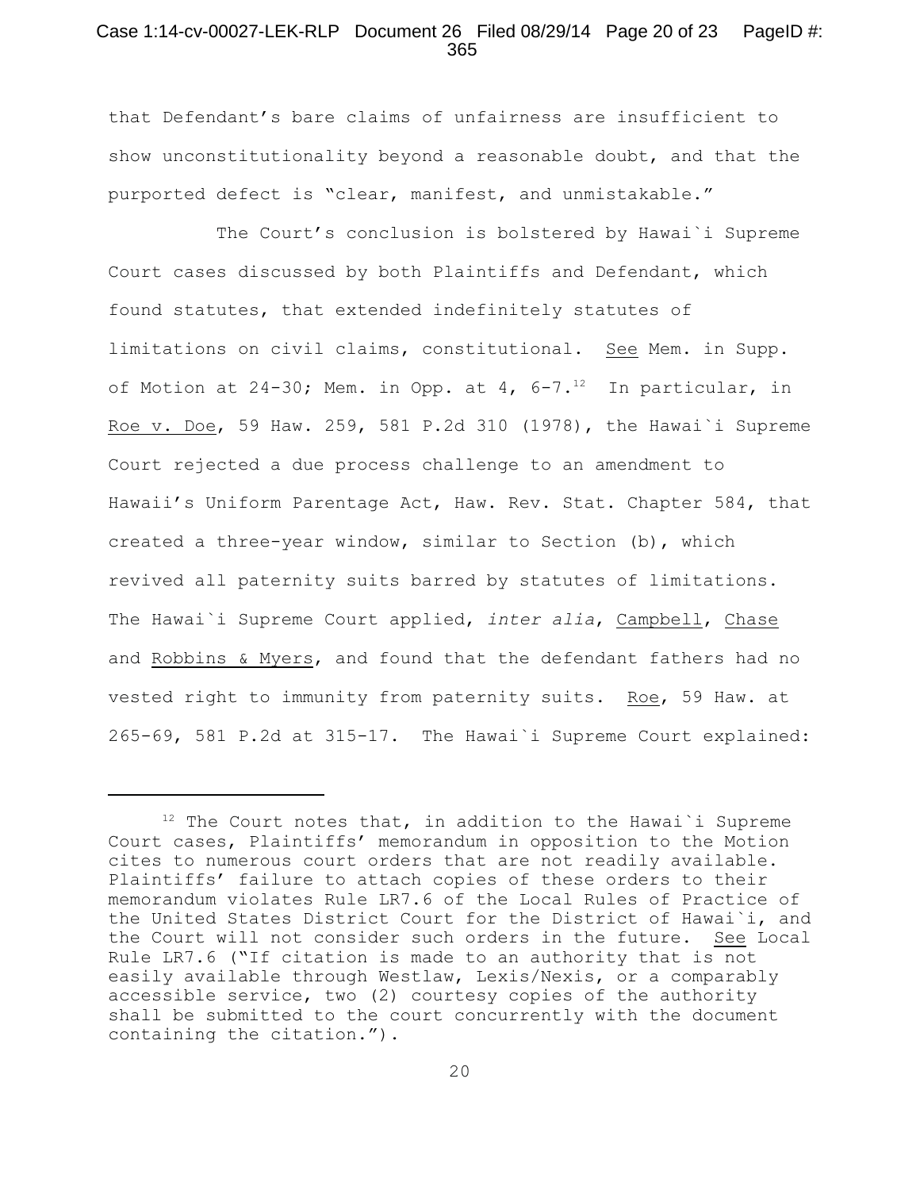that Defendant's bare claims of unfairness are insufficient to show unconstitutionality beyond a reasonable doubt, and that the purported defect is "clear, manifest, and unmistakable."

The Court's conclusion is bolstered by Hawai`i Supreme Court cases discussed by both Plaintiffs and Defendant, which found statutes, that extended indefinitely statutes of limitations on civil claims, constitutional. See Mem. in Supp. of Motion at 24-30; Mem. in Opp. at 4, 6-7.[12] In particular, in Roe v. Doe, 59 Haw. 259, 581 P.2d 310 (1978), the Hawai`i Supreme Court rejected a due process challenge to an amendment to Hawaii's Uniform Parentage Act, Haw. Rev. Stat. Chapter 584, that created a three-year window, similar to Section (b), which revived all paternity suits barred by statutes of limitations. The Hawai`i Supreme Court applied, *inter alia*, Campbell, Chase and Robbins & Myers, and found that the defendant fathers had no vested right to immunity from paternity suits. Roe, 59 Haw. at 265-69, 581 P.2d at 315-17. The Hawai`i Supreme Court explained:

---

[12] The Court notes that, in addition to the Hawai`i Supreme Court cases, Plaintiffs' memorandum in opposition to the Motion cites to numerous court orders that are not readily available. Plaintiffs' failure to attach copies of these orders to their memorandum violates Rule LR7.6 of the Local Rules of Practice of the United States District Court for the District of Hawai`i, and the Court will not consider such orders in the future. See Local Rule LR7.6 ("If citation is made to an authority that is not easily available through Westlaw, Lexis/Nexis, or a comparably accessible service, two (2) courtesy copies of the authority shall be submitted to the court concurrently with the document containing the citation.").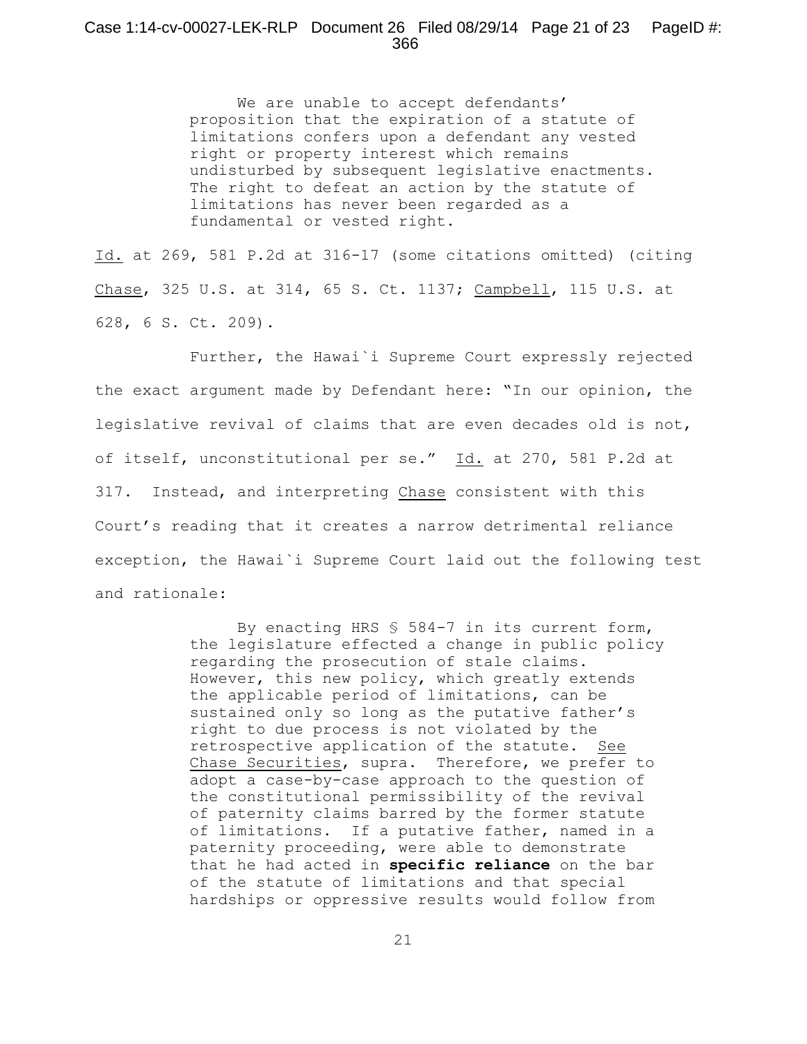> We are unable to accept defendants' proposition that the expiration of a statute of limitations confers upon a defendant any vested right or property interest which remains undisturbed by subsequent legislative enactments. The right to defeat an action by the statute of limitations has never been regarded as a fundamental or vested right.

Id. at 269, 581 P.2d at 316-17 (some citations omitted) (citing Chase, 325 U.S. at 314, 65 S. Ct. 1137; Campbell, 115 U.S. at 628, 6 S. Ct. 209).

Further, the Hawai`i Supreme Court expressly rejected the exact argument made by Defendant here: "In our opinion, the legislative revival of claims that are even decades old is not, of itself, unconstitutional per se." Id. at 270, 581 P.2d at 317. Instead, and interpreting Chase consistent with this Court's reading that it creates a narrow detrimental reliance exception, the Hawai`i Supreme Court laid out the following test and rationale:

> By enacting HRS § 584-7 in its current form, the legislature effected a change in public policy regarding the prosecution of stale claims. However, this new policy, which greatly extends the applicable period of limitations, can be sustained only so long as the putative father's right to due process is not violated by the retrospective application of the statute. See Chase Securities, supra. Therefore, we prefer to adopt a case-by-case approach to the question of the constitutional permissibility of the revival of paternity claims barred by the former statute of limitations. If a putative father, named in a paternity proceeding, were able to demonstrate that he had acted in **specific reliance** on the bar of the statute of limitations and that special hardships or oppressive results would follow from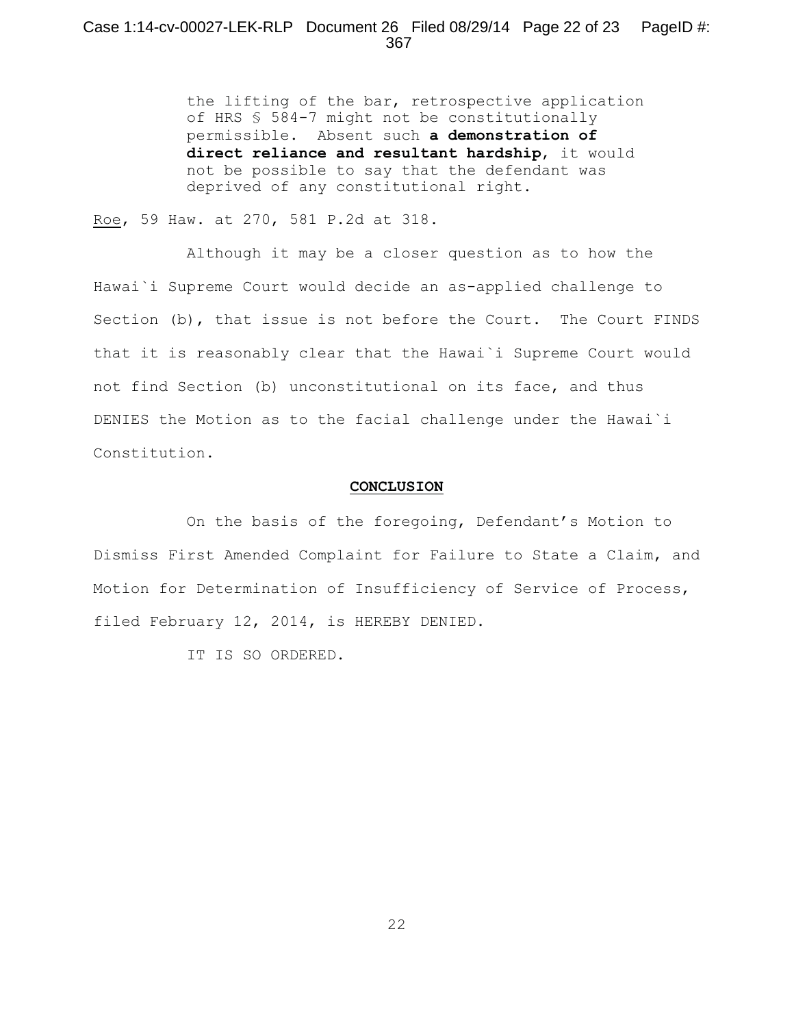> the lifting of the bar, retrospective application of HRS § 584-7 might not be constitutionally permissible. Absent such **a demonstration of direct reliance and resultant hardship**, it would not be possible to say that the defendant was deprived of any constitutional right.

Roe, 59 Haw. at 270, 581 P.2d at 318.

Although it may be a closer question as to how the Hawai`i Supreme Court would decide an as-applied challenge to Section (b), that issue is not before the Court. The Court FINDS that it is reasonably clear that the Hawai`i Supreme Court would not find Section (b) unconstitutional on its face, and thus DENIES the Motion as to the facial challenge under the Hawai`i Constitution.

## CONCLUSION

On the basis of the foregoing, Defendant's Motion to Dismiss First Amended Complaint for Failure to State a Claim, and Motion for Determination of Insufficiency of Service of Process, filed February 12, 2014, is HEREBY DENIED.

IT IS SO ORDERED.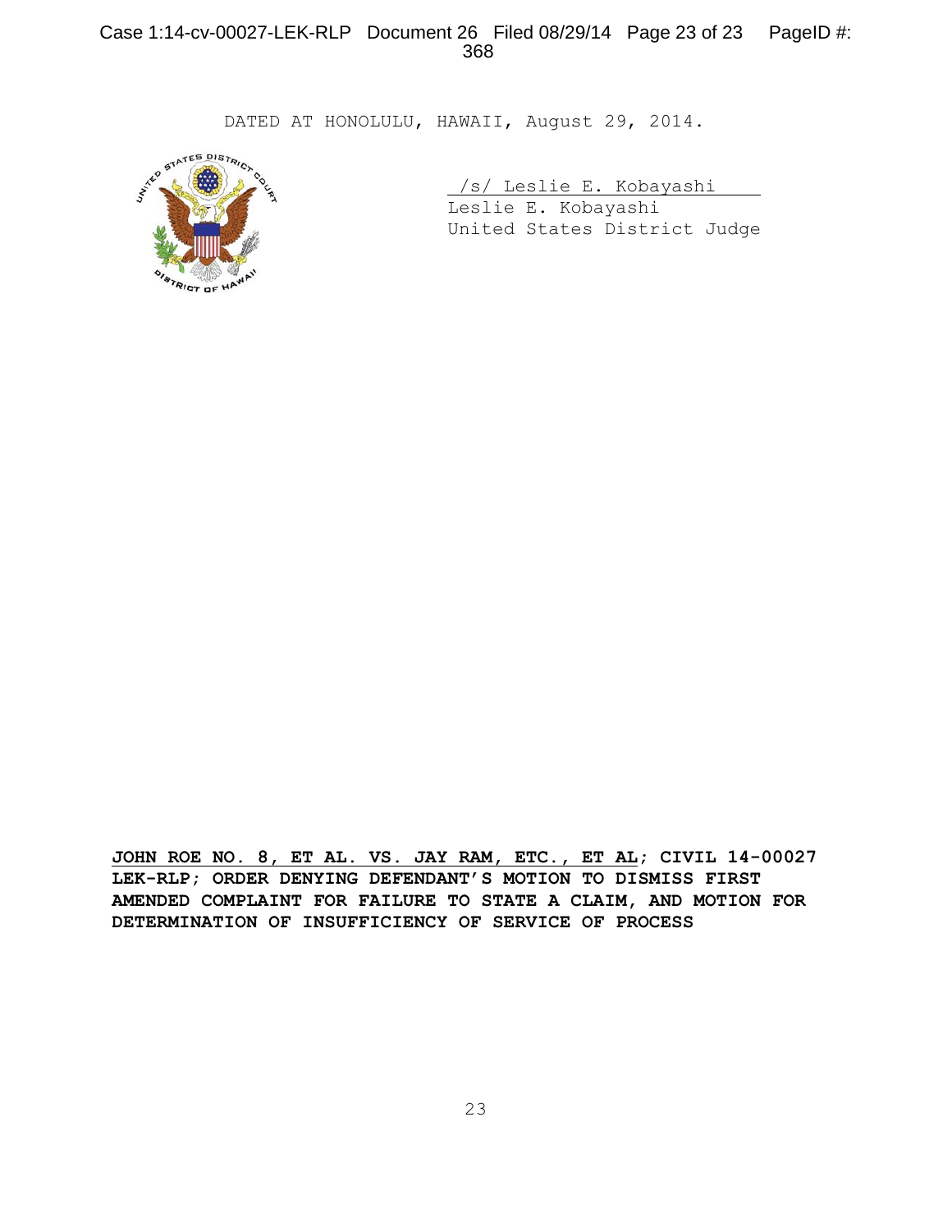DATED AT HONOLULU, HAWAII, August 29, 2014.

/s/ Leslie E. Kobayashi
Leslie E. Kobayashi
United States District Judge

**JOHN ROE NO. 8, ET AL. VS. JAY RAM, ETC., ET AL; CIVIL 14-00027 LEK-RLP; ORDER DENYING DEFENDANT'S MOTION TO DISMISS FIRST AMENDED COMPLAINT FOR FAILURE TO STATE A CLAIM, AND MOTION FOR DETERMINATION OF INSUFFICIENCY OF SERVICE OF PROCESS**